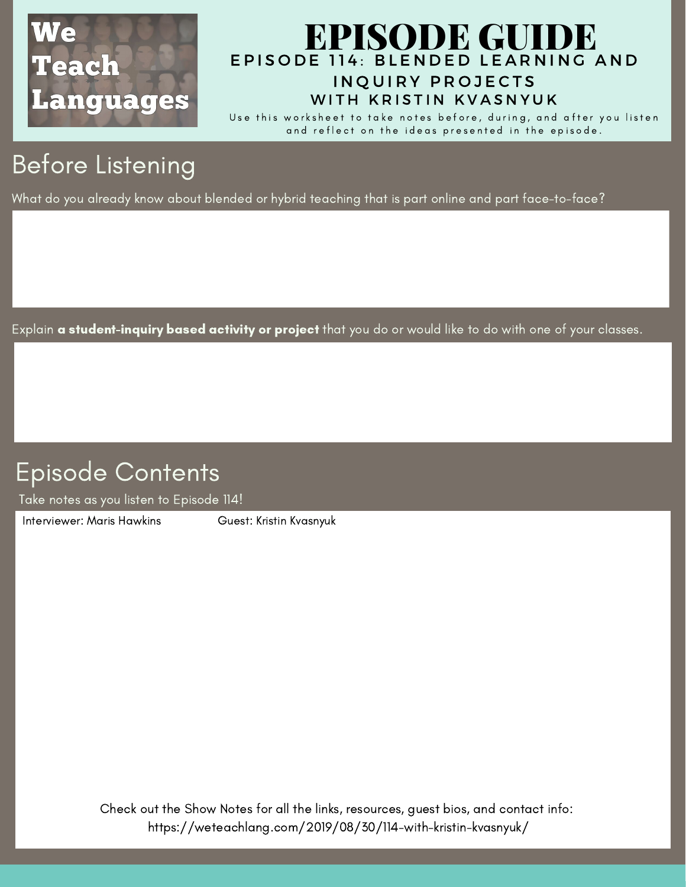We Teach Languages

# EPISODE GUIDE

### EPISODE 114: BLENDED LEARNING AND INQUIRY PROJECTS WITH KRISTIN KVASNYUK

Use this worksheet to take notes before, during, and after you listen and reflect on the ideas presented in the episode.

## Before Listening

What do you already know about blended or hybrid teaching that is part online and part face-to-face?

Explain **a student-inquiry based activity or project** that you do or would like to do with one of your classes.

## Episode Contents

Take notes as you listen to Episode 114!

Interviewer: Maris Hawkins Guest: Kristin Kvasnyuk

Check out the Show Notes for all the links, resources, guest bios, and contact info: https://weteachlang.com/2019/08/30/114-with-kristin-kvasnyuk/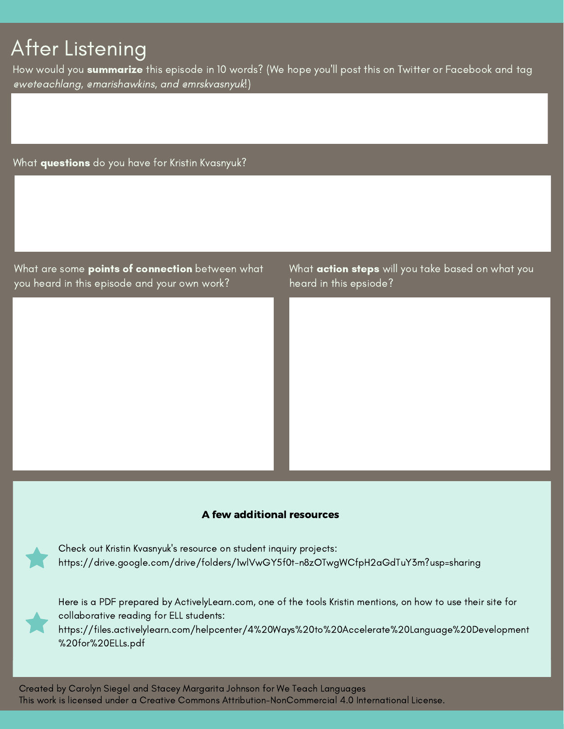# After Listening

How would you **summarize** this episode in 10 words? (We hope you'll post this on Twitter or Facebook and tag *@weteachlang, @marishawkins, and @mrskvasnyuk*!)

What **questions** do you have for Kristin Kvasnyuk?

What are some **points of connection** between what you heard in this episode and your own work?

What **action steps** will you take based on what you heard in this epsiode?

**A few additional resources**

- Check out Kristin Kvasnyuk's resource on student inquiry projects: https://drive.google.com/drive/folders/1wlVwGY5f0t-n8zOTwgWCfpH2aGdTuY3m?usp=sharing

- Here is a PDF prepared by ActivelyLearn.com, one of the tools Kristin mentions, on how to use their site for collaborative reading for ELL students: https://files.activelylearn.com/helpcenter/4%20Ways%20to%20Accelerate%20Language%20Development%20for%20ELLs.pdf

Created by Carolyn Siegel and Stacey Margarita Johnson for We Teach Languages
This work is licensed under a Creative Commons Attribution-NonCommercial 4.0 International License.